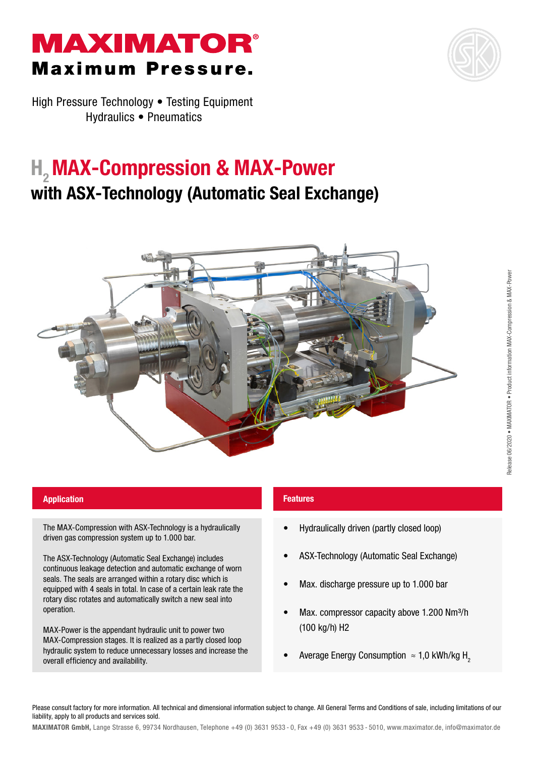# MAXIMATOR®

**Maximum Pressure.**

High Pressure Technology • Testing Equipment
Hydraulics • Pneumatics

## $H_2$ MAX-Compression & MAX-Power

### with ASX-Technology (Automatic Seal Exchange)

Release 06/2020 • MAXIMATOR • Product information MAX-Compression & MAX-Power

#### Application

The MAX-Compression with ASX-Technology is a hydraulically driven gas compression system up to 1.000 bar.

The ASX-Technology (Automatic Seal Exchange) includes continuous leakage detection and automatic exchange of worn seals. The seals are arranged within a rotary disc which is equipped with 4 seals in total. In case of a certain leak rate the rotary disc rotates and automatically switch a new seal into operation.

MAX-Power is the appendant hydraulic unit to power two MAX-Compression stages. It is realized as a partly closed loop hydraulic system to reduce unnecessary losses and increase the overall efficiency and availability.

#### Features

- Hydraulically driven (partly closed loop)
- ASX-Technology (Automatic Seal Exchange)
- Max. discharge pressure up to 1.000 bar
- Max. compressor capacity above 1.200 Nm³/h (100 kg/h) H2
- Average Energy Consumption ≈ 1,0 kWh/kg $H_2$

Please consult factory for more information. All technical and dimensional information subject to change. All General Terms and Conditions of sale, including limitations of our liability, apply to all products and services sold.

**MAXIMATOR GmbH,** Lange Strasse 6, 99734 Nordhausen, Telephone +49 (0) 3631 9533 - 0, Fax +49 (0) 3631 9533 - 5010, www.maximator.de, info@maximator.de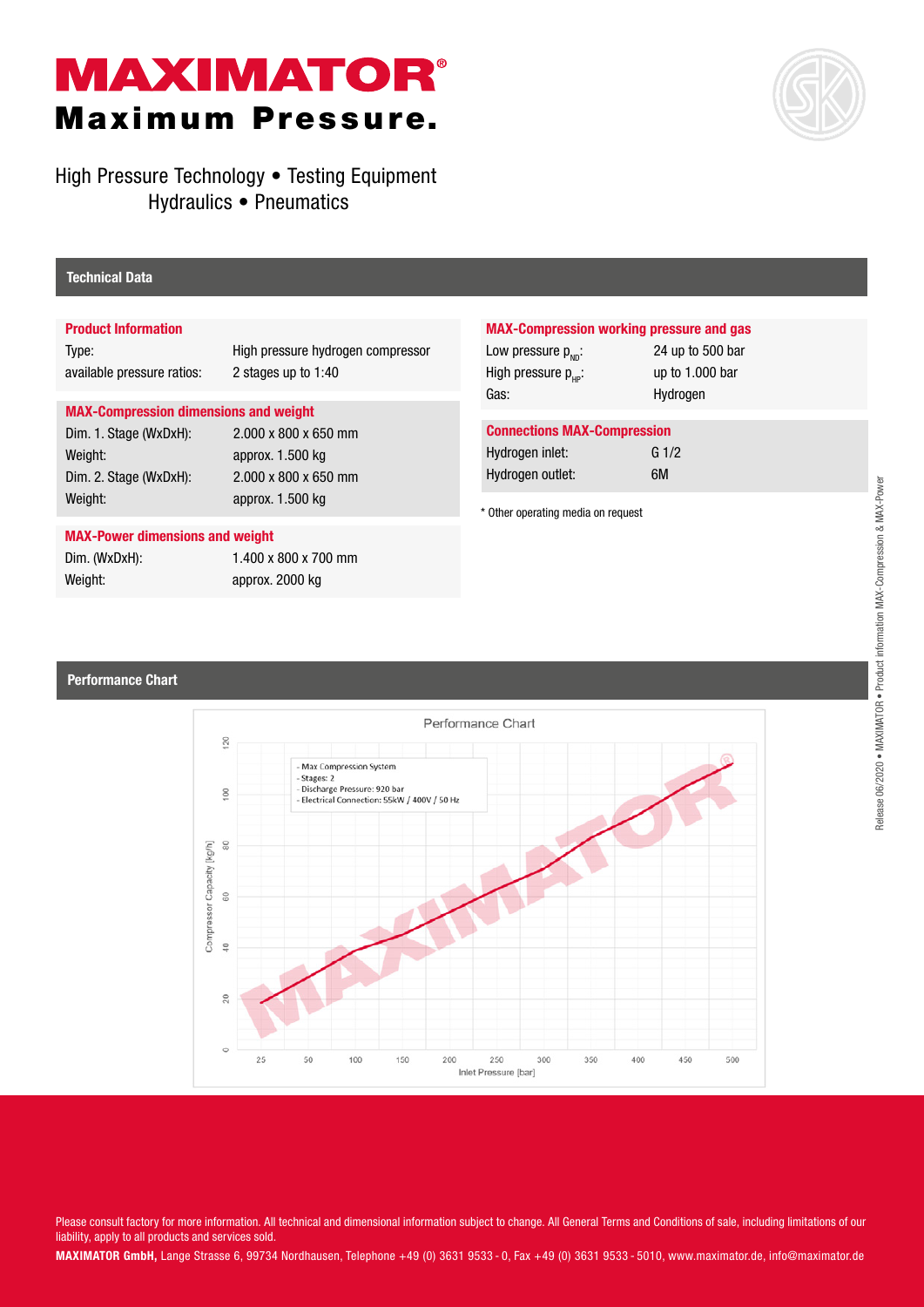# MAXIMATOR®

**Maximum Pressure.**

High Pressure Technology • Testing Equipment
Hydraulics • Pneumatics

## Technical Data

### Product Information

| | |
|---|---|
| Type: | High pressure hydrogen compressor |
| available pressure ratios: | 2 stages up to 1:40 |

### MAX-Compression dimensions and weight

| | |
|---|---|
| Dim. 1. Stage (WxDxH): | 2.000 x 800 x 650 mm |
| Weight: | approx. 1.500 kg |
| Dim. 2. Stage (WxDxH): | 2.000 x 800 x 650 mm |
| Weight: | approx. 1.500 kg |

### MAX-Power dimensions and weight

| | |
|---|---|
| Dim. (WxDxH): | 1.400 x 800 x 700 mm |
| Weight: | approx. 2000 kg |

### MAX-Compression working pressure and gas

| | |
|---|---|
| Low pressure $p_{ND}$: | 24 up to 500 bar |
| High pressure $p_{HP}$: | up to 1.000 bar |
| Gas: | Hydrogen |

### Connections MAX-Compression

| | |
|---|---|
| Hydrogen inlet: | G 1/2 |
| Hydrogen outlet: | 6M |

\* Other operating media on request

## Performance Chart

Performance Chart

- Max Compression System
- Stages: 2
- Discharge Pressure: 920 bar
- Electrical Connection: 55kW / 400V / 50 Hz

Compressor Capacity [kg/h]

0, 20, 40, 60, 80, 100, 120

Inlet Pressure [bar]

25, 50, 100, 150, 200, 250, 300, 350, 400, 450, 500

MAXIMATOR

Please consult factory for more information. All technical and dimensional information subject to change. All General Terms and Conditions of sale, including limitations of our liability, apply to all products and services sold.

**MAXIMATOR GmbH,** Lange Strasse 6, 99734 Nordhausen, Telephone +49 (0) 3631 9533 - 0, Fax +49 (0) 3631 9533 - 5010, www.maximator.de, info@maximator.de

Release 06/2020 • MAXIMATOR • Product information MAX-Compression & MAX-Power